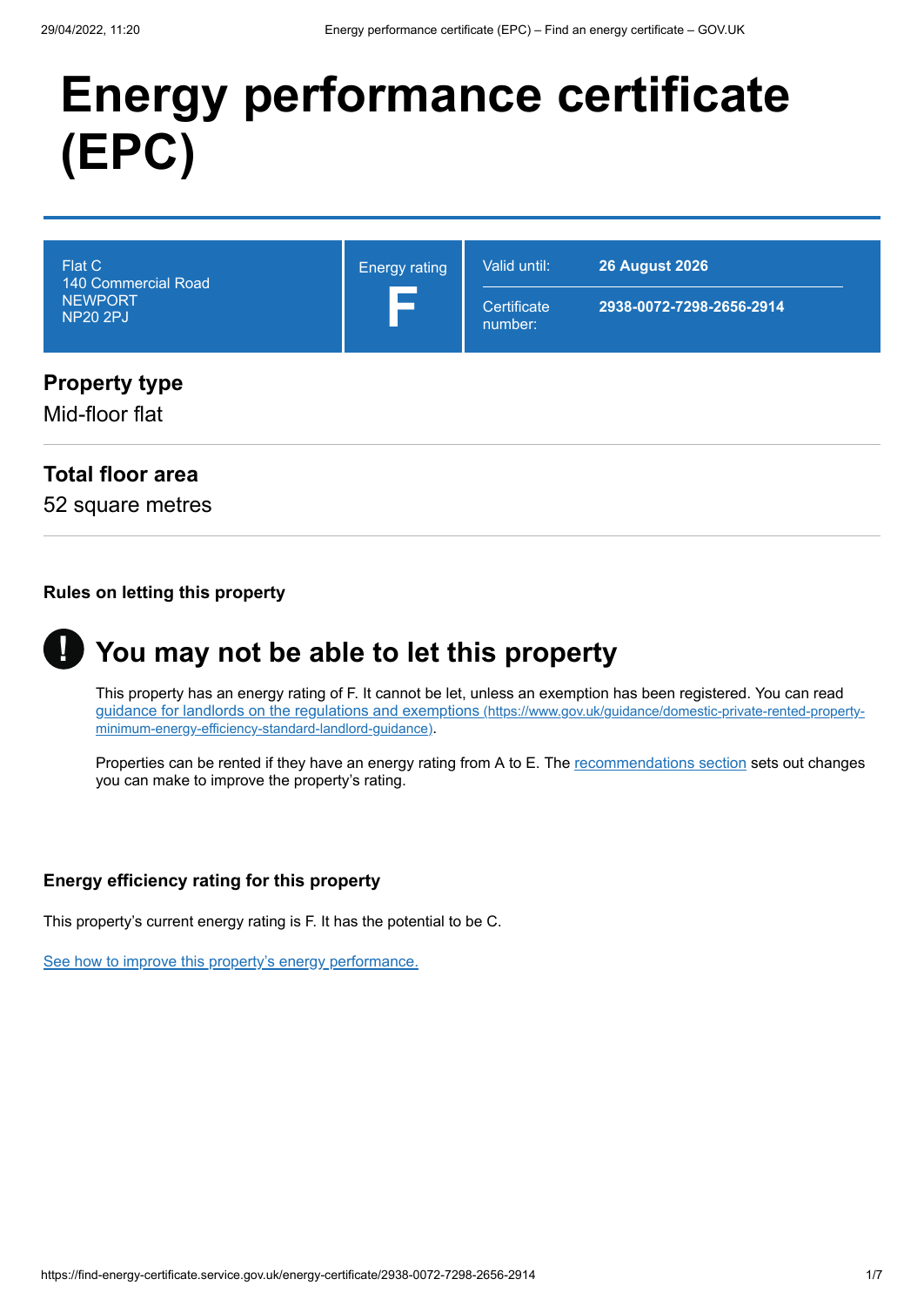# Energy performance certificate (EPC)

| Flat C<br>140 Commercial Road<br>NEWPORT<br>NP20 2PJ | Energy rating<br>**F** | Valid until: **26 August 2026**<br>Certificate number: **2938-0072-7298-2656-2914** |
|---|---|---|

## Property type

Mid-floor flat

## Total floor area

52 square metres

### Rules on letting this property

## You may not be able to let this property

This property has an energy rating of F. It cannot be let, unless an exemption has been registered. You can read [guidance for landlords on the regulations and exemptions](https://www.gov.uk/guidance/domestic-private-rented-property-minimum-energy-efficiency-standard-landlord-guidance) (https://www.gov.uk/guidance/domestic-private-rented-property-minimum-energy-efficiency-standard-landlord-guidance).

Properties can be rented if they have an energy rating from A to E. The recommendations section sets out changes you can make to improve the property's rating.

### Energy efficiency rating for this property

This property's current energy rating is F. It has the potential to be C.

See how to improve this property's energy performance.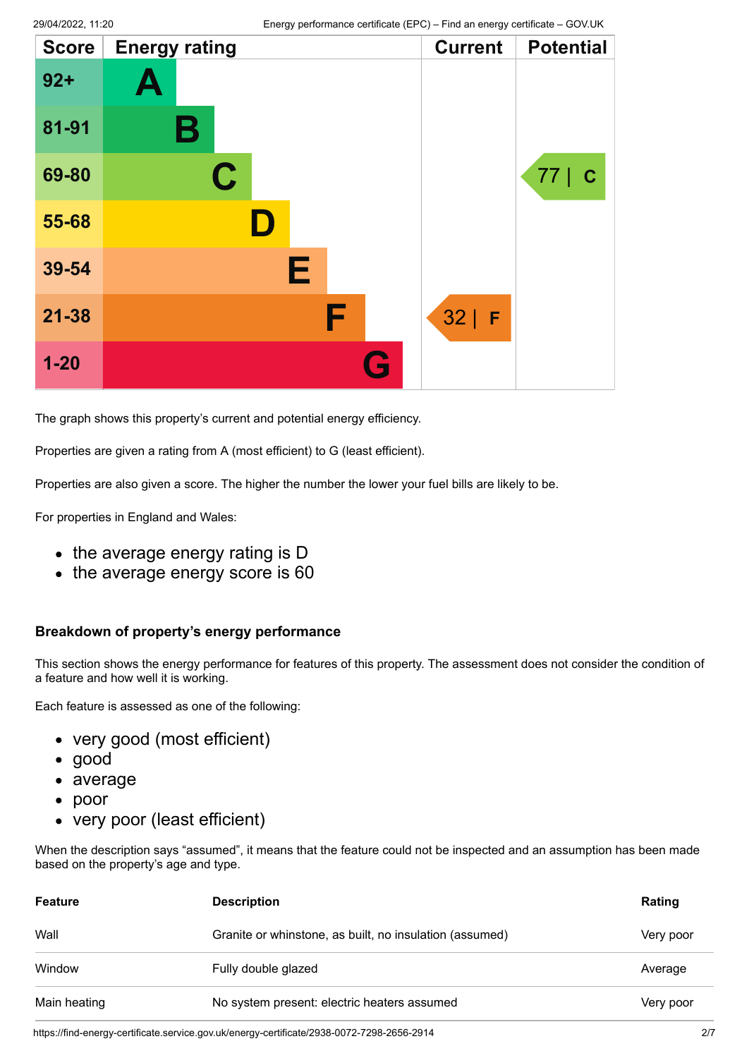| Score | Energy rating | Current | Potential |
|---|---|---|---|
| 92+ | A | | |
| 81-91 | B | | |
| 69-80 | C | | 77 \| C |
| 55-68 | D | | |
| 39-54 | E | | |
| 21-38 | F | 32 \| F | |
| 1-20 | G | | |

The graph shows this property's current and potential energy efficiency.

Properties are given a rating from A (most efficient) to G (least efficient).

Properties are also given a score. The higher the number the lower your fuel bills are likely to be.

For properties in England and Wales:

- the average energy rating is D
- the average energy score is 60

### Breakdown of property's energy performance

This section shows the energy performance for features of this property. The assessment does not consider the condition of a feature and how well it is working.

Each feature is assessed as one of the following:

- very good (most efficient)
- good
- average
- poor
- very poor (least efficient)

When the description says "assumed", it means that the feature could not be inspected and an assumption has been made based on the property's age and type.

| Feature | Description | Rating |
|---|---|---|
| Wall | Granite or whinstone, as built, no insulation (assumed) | Very poor |
| Window | Fully double glazed | Average |
| Main heating | No system present: electric heaters assumed | Very poor |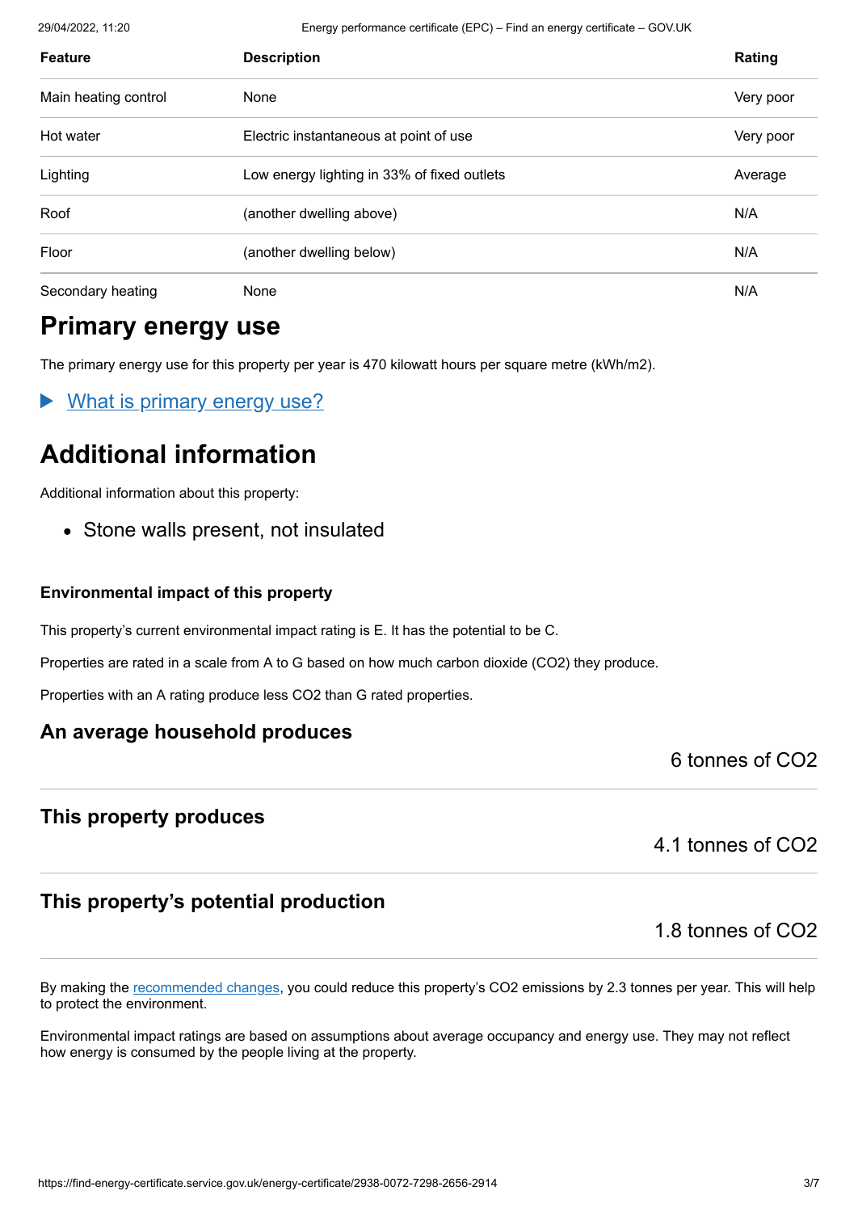| Feature | Description | Rating |
|---|---|---|
| Main heating control | None | Very poor |
| Hot water | Electric instantaneous at point of use | Very poor |
| Lighting | Low energy lighting in 33% of fixed outlets | Average |
| Roof | (another dwelling above) | N/A |
| Floor | (another dwelling below) | N/A |
| Secondary heating | None | N/A |

# Primary energy use

The primary energy use for this property per year is 470 kilowatt hours per square metre (kWh/m2).

▶ What is primary energy use?

# Additional information

Additional information about this property:

- Stone walls present, not insulated

### Environmental impact of this property

This property's current environmental impact rating is E. It has the potential to be C.

Properties are rated in a scale from A to G based on how much carbon dioxide ($CO_2$) they produce.

Properties with an A rating produce less $CO_2$ than G rated properties.

## An average household produces

6 tonnes of $CO_2$

## This property produces

4.1 tonnes of $CO_2$

## This property's potential production

1.8 tonnes of $CO_2$

By making the recommended changes, you could reduce this property's $CO_2$ emissions by 2.3 tonnes per year. This will help to protect the environment.

Environmental impact ratings are based on assumptions about average occupancy and energy use. They may not reflect how energy is consumed by the people living at the property.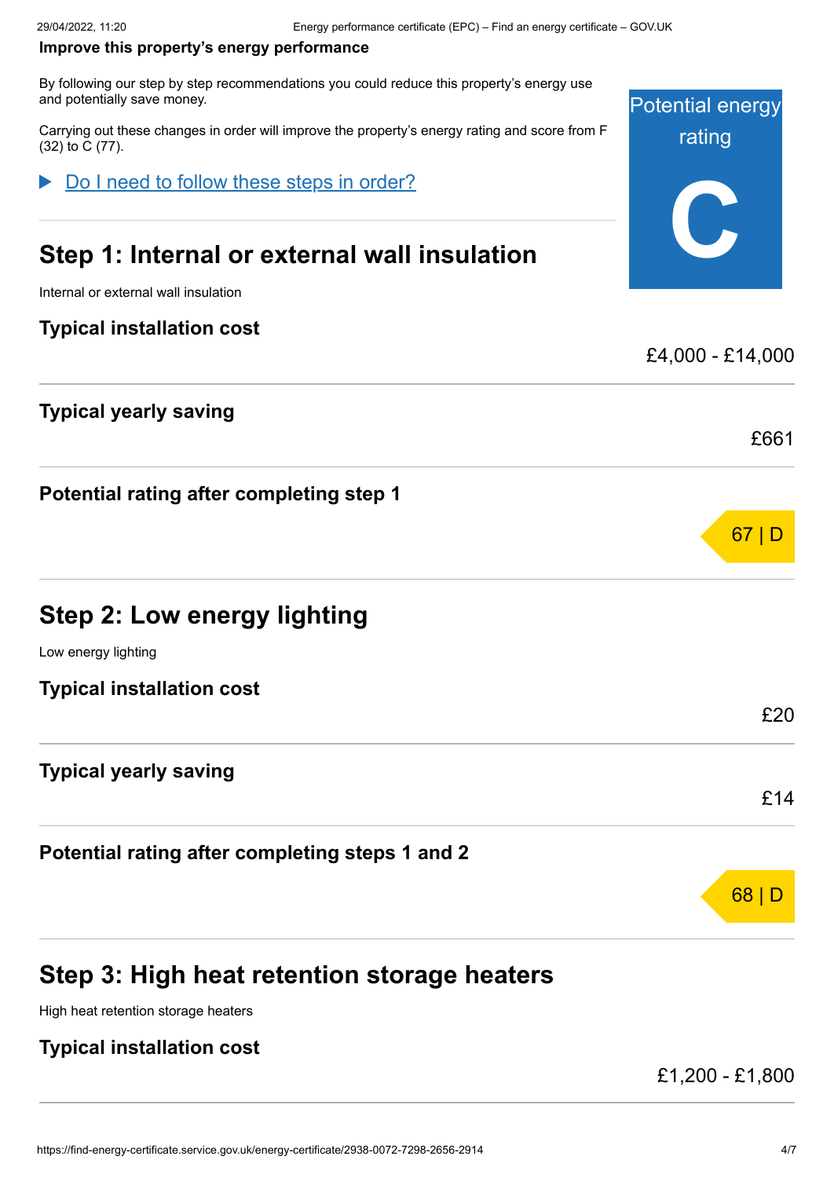**Improve this property's energy performance**

By following our step by step recommendations you could reduce this property's energy use and potentially save money.

Carrying out these changes in order will improve the property's energy rating and score from F (32) to C (77).

Potential energy rating

**C**

▶ Do I need to follow these steps in order?

## Step 1: Internal or external wall insulation

Internal or external wall insulation

| | |
|---|---|
| **Typical installation cost** | £4,000 - £14,000 |
| **Typical yearly saving** | £661 |
| **Potential rating after completing step 1** | 67 \| D |

## Step 2: Low energy lighting

Low energy lighting

| | |
|---|---|
| **Typical installation cost** | £20 |
| **Typical yearly saving** | £14 |
| **Potential rating after completing steps 1 and 2** | 68 \| D |

## Step 3: High heat retention storage heaters

High heat retention storage heaters

| | |
|---|---|
| **Typical installation cost** | £1,200 - £1,800 |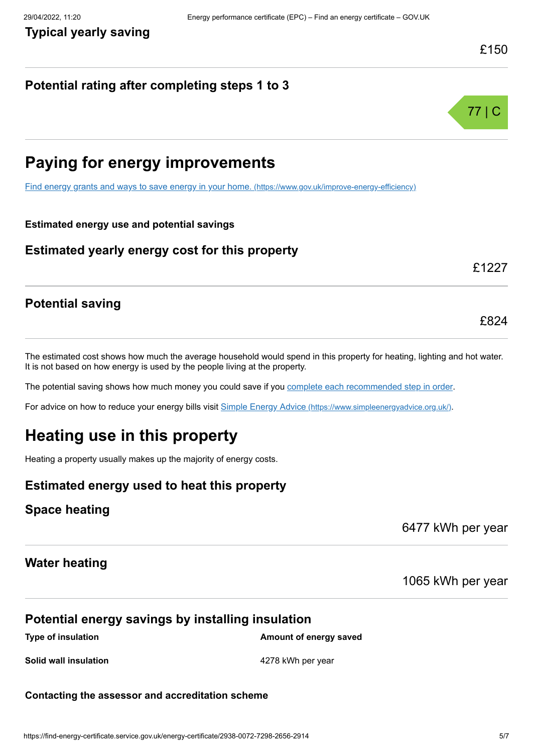### Typical yearly saving

£150

### Potential rating after completing steps 1 to 3

77 | C

## Paying for energy improvements

[Find energy grants and ways to save energy in your home. (https://www.gov.uk/improve-energy-efficiency)](https://www.gov.uk/improve-energy-efficiency)

**Estimated energy use and potential savings**

### Estimated yearly energy cost for this property

£1227

### Potential saving

£824

The estimated cost shows how much the average household would spend in this property for heating, lighting and hot water. It is not based on how energy is used by the people living at the property.

The potential saving shows how much money you could save if you complete each recommended step in order.

For advice on how to reduce your energy bills visit [Simple Energy Advice (https://www.simpleenergyadvice.org.uk/)](https://www.simpleenergyadvice.org.uk/).

## Heating use in this property

Heating a property usually makes up the majority of energy costs.

### Estimated energy used to heat this property

### Space heating

6477 kWh per year

### Water heating

1065 kWh per year

### Potential energy savings by installing insulation

| Type of insulation | Amount of energy saved |
| --- | --- |
| **Solid wall insulation** | 4278 kWh per year |

**Contacting the assessor and accreditation scheme**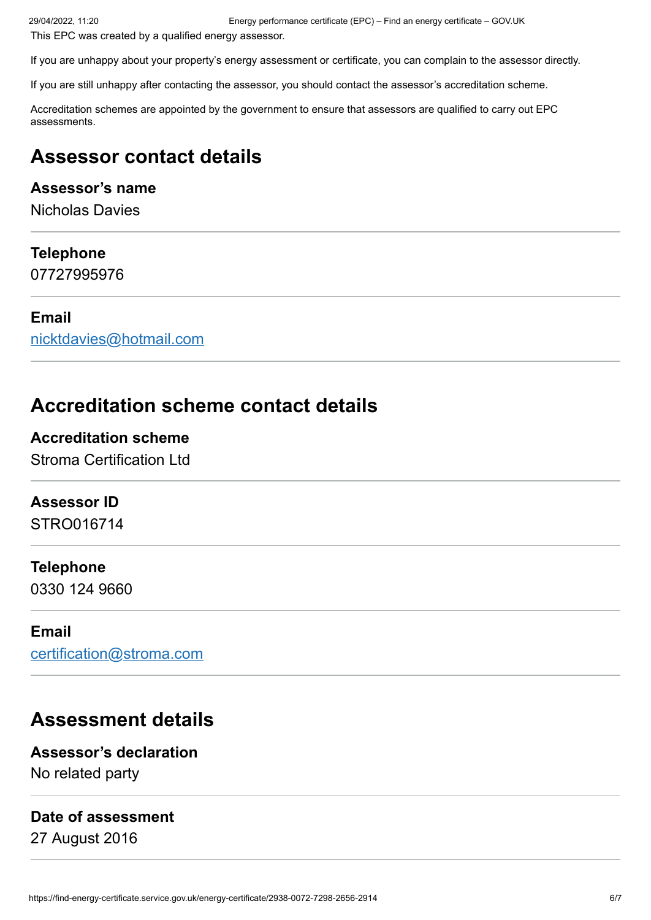This EPC was created by a qualified energy assessor.

If you are unhappy about your property's energy assessment or certificate, you can complain to the assessor directly.

If you are still unhappy after contacting the assessor, you should contact the assessor's accreditation scheme.

Accreditation schemes are appointed by the government to ensure that assessors are qualified to carry out EPC assessments.

## Assessor contact details

**Assessor's name**
Nicholas Davies

**Telephone**
07727995976

**Email**
nicktdavies@hotmail.com

## Accreditation scheme contact details

**Accreditation scheme**
Stroma Certification Ltd

**Assessor ID**
STRO016714

**Telephone**
0330 124 9660

**Email**
certification@stroma.com

## Assessment details

**Assessor's declaration**
No related party

**Date of assessment**
27 August 2016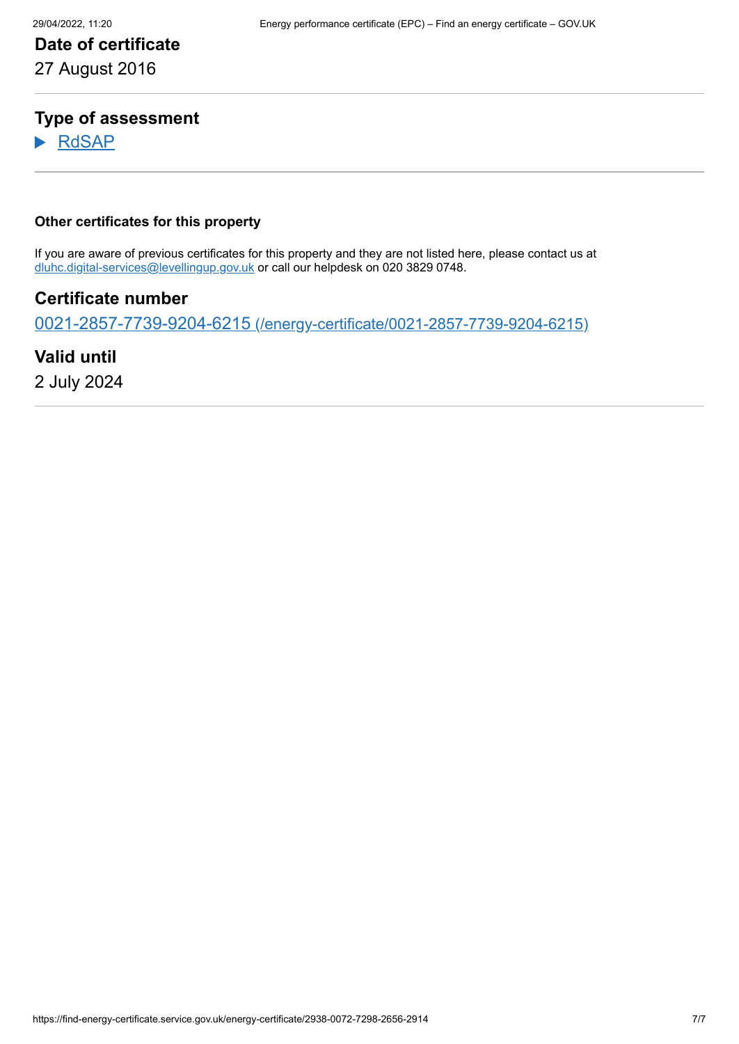## Date of certificate

27 August 2016

## Type of assessment

▶ RdSAP

### Other certificates for this property

If you are aware of previous certificates for this property and they are not listed here, please contact us at dluhc.digital-services@levellingup.gov.uk or call our helpdesk on 020 3829 0748.

## Certificate number

0021-2857-7739-9204-6215 (/energy-certificate/0021-2857-7739-9204-6215)

## Valid until

2 July 2024